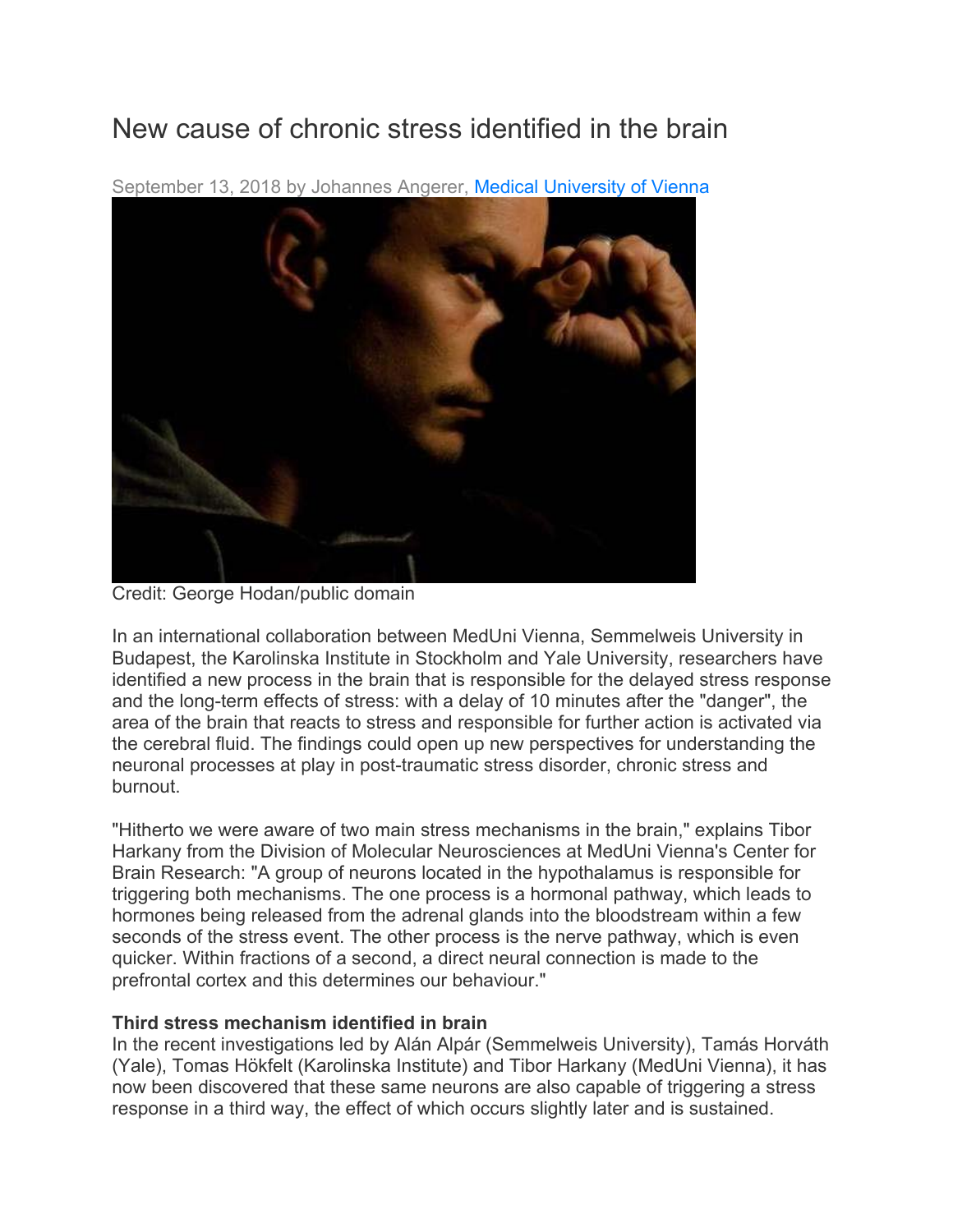# New cause of chronic stress identified in the brain

September 13, 2018 by Johannes Angerer, Medical University of Vienna

Credit: George Hodan/public domain

In an international collaboration between MedUni Vienna, Semmelweis University in Budapest, the Karolinska Institute in Stockholm and Yale University, researchers have identified a new process in the brain that is responsible for the delayed stress response and the long-term effects of stress: with a delay of 10 minutes after the "danger", the area of the brain that reacts to stress and responsible for further action is activated via the cerebral fluid. The findings could open up new perspectives for understanding the neuronal processes at play in post-traumatic stress disorder, chronic stress and burnout.

"Hitherto we were aware of two main stress mechanisms in the brain," explains Tibor Harkany from the Division of Molecular Neurosciences at MedUni Vienna's Center for Brain Research: "A group of neurons located in the hypothalamus is responsible for triggering both mechanisms. The one process is a hormonal pathway, which leads to hormones being released from the adrenal glands into the bloodstream within a few seconds of the stress event. The other process is the nerve pathway, which is even quicker. Within fractions of a second, a direct neural connection is made to the prefrontal cortex and this determines our behaviour."

**Third stress mechanism identified in brain**

In the recent investigations led by Alán Alpár (Semmelweis University), Tamás Horváth (Yale), Tomas Hökfelt (Karolinska Institute) and Tibor Harkany (MedUni Vienna), it has now been discovered that these same neurons are also capable of triggering a stress response in a third way, the effect of which occurs slightly later and is sustained.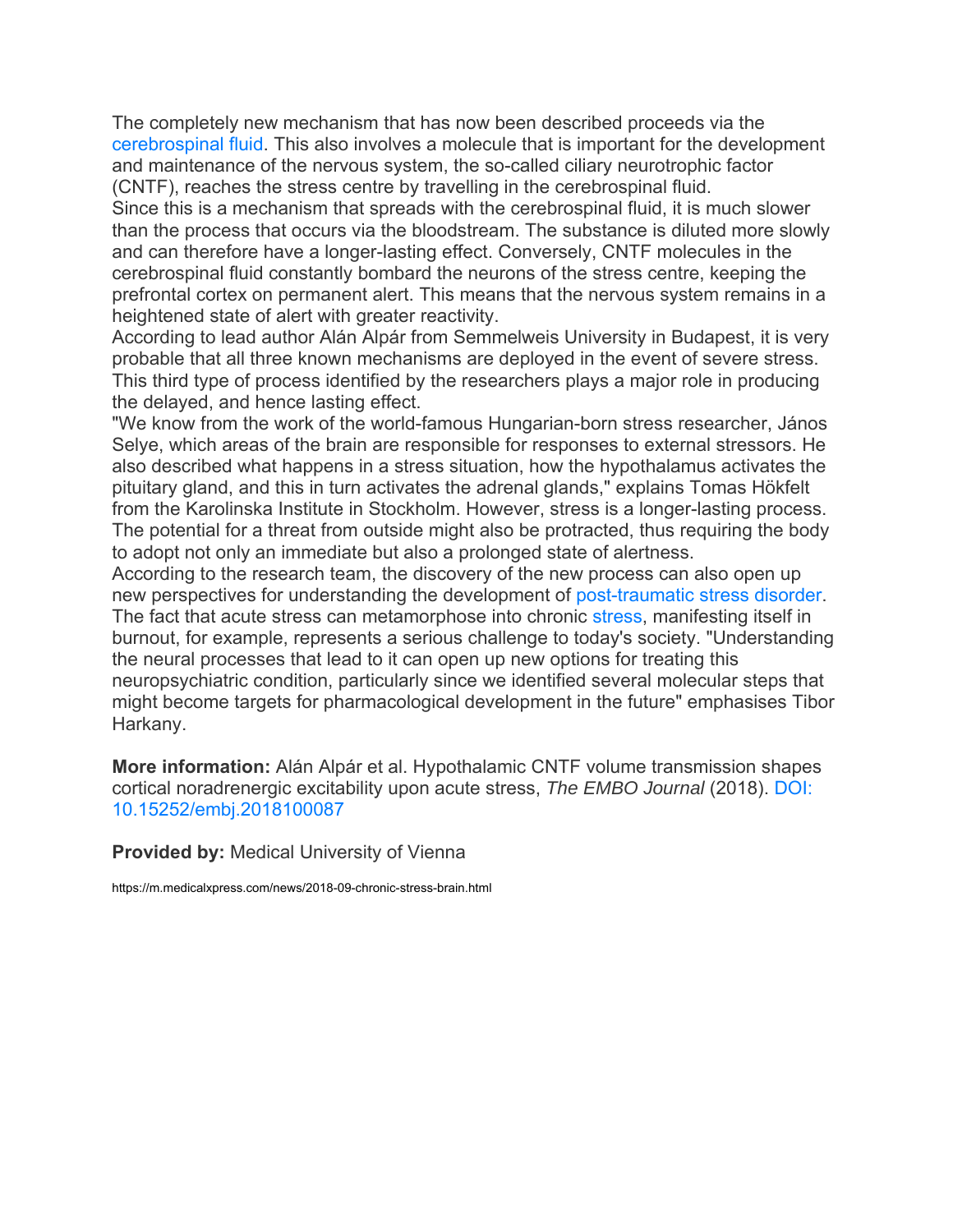The completely new mechanism that has now been described proceeds via the cerebrospinal fluid. This also involves a molecule that is important for the development and maintenance of the nervous system, the so-called ciliary neurotrophic factor (CNTF), reaches the stress centre by travelling in the cerebrospinal fluid.

Since this is a mechanism that spreads with the cerebrospinal fluid, it is much slower than the process that occurs via the bloodstream. The substance is diluted more slowly and can therefore have a longer-lasting effect. Conversely, CNTF molecules in the cerebrospinal fluid constantly bombard the neurons of the stress centre, keeping the prefrontal cortex on permanent alert. This means that the nervous system remains in a heightened state of alert with greater reactivity.

According to lead author Alán Alpár from Semmelweis University in Budapest, it is very probable that all three known mechanisms are deployed in the event of severe stress. This third type of process identified by the researchers plays a major role in producing the delayed, and hence lasting effect.

"We know from the work of the world-famous Hungarian-born stress researcher, János Selye, which areas of the brain are responsible for responses to external stressors. He also described what happens in a stress situation, how the hypothalamus activates the pituitary gland, and this in turn activates the adrenal glands," explains Tomas Hökfelt from the Karolinska Institute in Stockholm. However, stress is a longer-lasting process. The potential for a threat from outside might also be protracted, thus requiring the body to adopt not only an immediate but also a prolonged state of alertness.

According to the research team, the discovery of the new process can also open up new perspectives for understanding the development of post-traumatic stress disorder. The fact that acute stress can metamorphose into chronic stress, manifesting itself in burnout, for example, represents a serious challenge to today's society. "Understanding the neural processes that lead to it can open up new options for treating this neuropsychiatric condition, particularly since we identified several molecular steps that might become targets for pharmacological development in the future" emphasises Tibor Harkany.

**More information:** Alán Alpár et al. Hypothalamic CNTF volume transmission shapes cortical noradrenergic excitability upon acute stress, *The EMBO Journal* (2018). DOI: 10.15252/embj.2018100087

**Provided by:** Medical University of Vienna

https://m.medicalxpress.com/news/2018-09-chronic-stress-brain.html